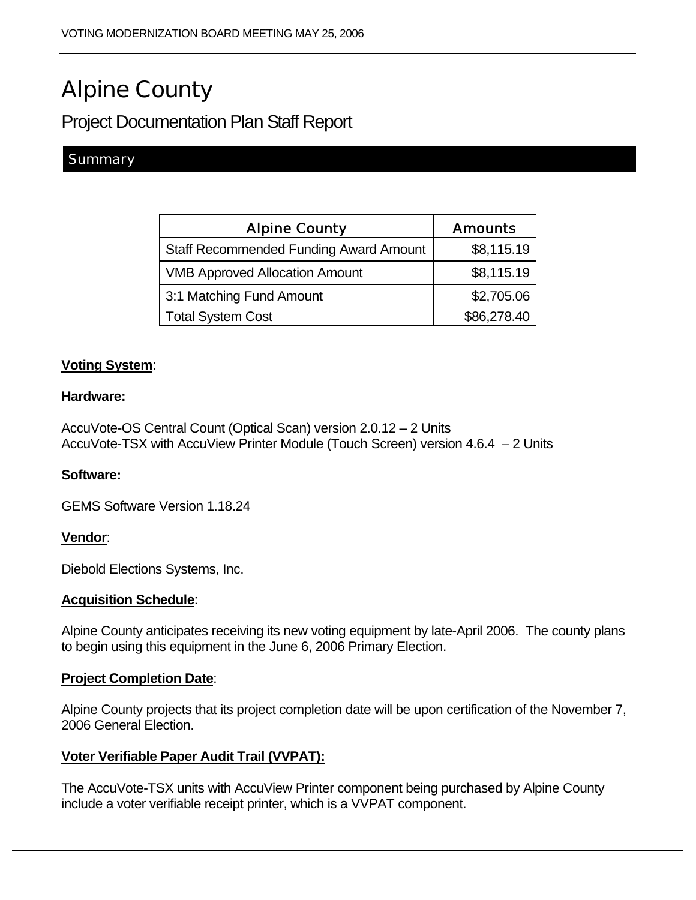# Alpine County

## Project Documentation Plan Staff Report

### Summary

| Alpine County | Amounts |
|---|---|
| Staff Recommended Funding Award Amount | $8,115.19 |
| VMB Approved Allocation Amount | $8,115.19 |
| 3:1 Matching Fund Amount | $2,705.06 |
| Total System Cost | $86,278.40 |

**Voting System**:

**Hardware:**

AccuVote-OS Central Count (Optical Scan) version 2.0.12 – 2 Units
AccuVote-TSX with AccuView Printer Module (Touch Screen) version 4.6.4 – 2 Units

**Software:**

GEMS Software Version 1.18.24

**Vendor**:

Diebold Elections Systems, Inc.

**Acquisition Schedule**:

Alpine County anticipates receiving its new voting equipment by late-April 2006. The county plans to begin using this equipment in the June 6, 2006 Primary Election.

**Project Completion Date**:

Alpine County projects that its project completion date will be upon certification of the November 7, 2006 General Election.

**Voter Verifiable Paper Audit Trail (VVPAT):**

The AccuVote-TSX units with AccuView Printer component being purchased by Alpine County include a voter verifiable receipt printer, which is a VVPAT component.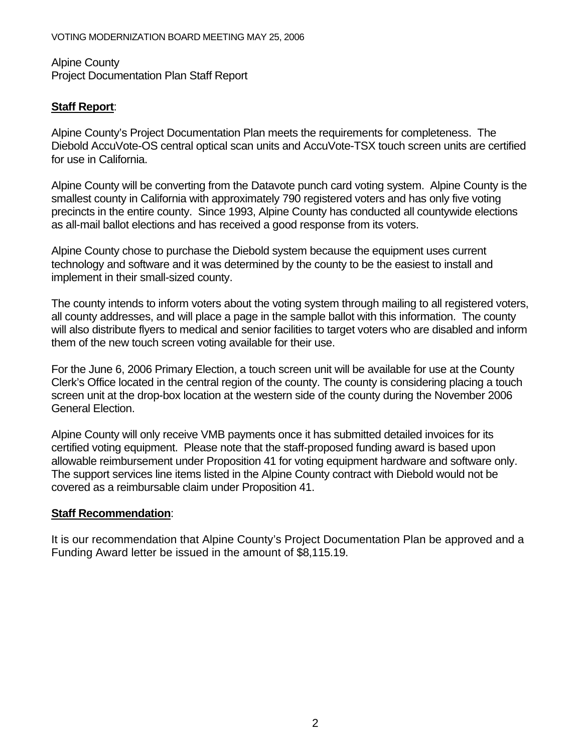Alpine County
Project Documentation Plan Staff Report

**Staff Report**:

Alpine County's Project Documentation Plan meets the requirements for completeness. The Diebold AccuVote-OS central optical scan units and AccuVote-TSX touch screen units are certified for use in California.

Alpine County will be converting from the Datavote punch card voting system. Alpine County is the smallest county in California with approximately 790 registered voters and has only five voting precincts in the entire county. Since 1993, Alpine County has conducted all countywide elections as all-mail ballot elections and has received a good response from its voters.

Alpine County chose to purchase the Diebold system because the equipment uses current technology and software and it was determined by the county to be the easiest to install and implement in their small-sized county.

The county intends to inform voters about the voting system through mailing to all registered voters, all county addresses, and will place a page in the sample ballot with this information. The county will also distribute flyers to medical and senior facilities to target voters who are disabled and inform them of the new touch screen voting available for their use.

For the June 6, 2006 Primary Election, a touch screen unit will be available for use at the County Clerk's Office located in the central region of the county. The county is considering placing a touch screen unit at the drop-box location at the western side of the county during the November 2006 General Election.

Alpine County will only receive VMB payments once it has submitted detailed invoices for its certified voting equipment. Please note that the staff-proposed funding award is based upon allowable reimbursement under Proposition 41 for voting equipment hardware and software only. The support services line items listed in the Alpine County contract with Diebold would not be covered as a reimbursable claim under Proposition 41.

**Staff Recommendation**:

It is our recommendation that Alpine County's Project Documentation Plan be approved and a Funding Award letter be issued in the amount of $8,115.19.